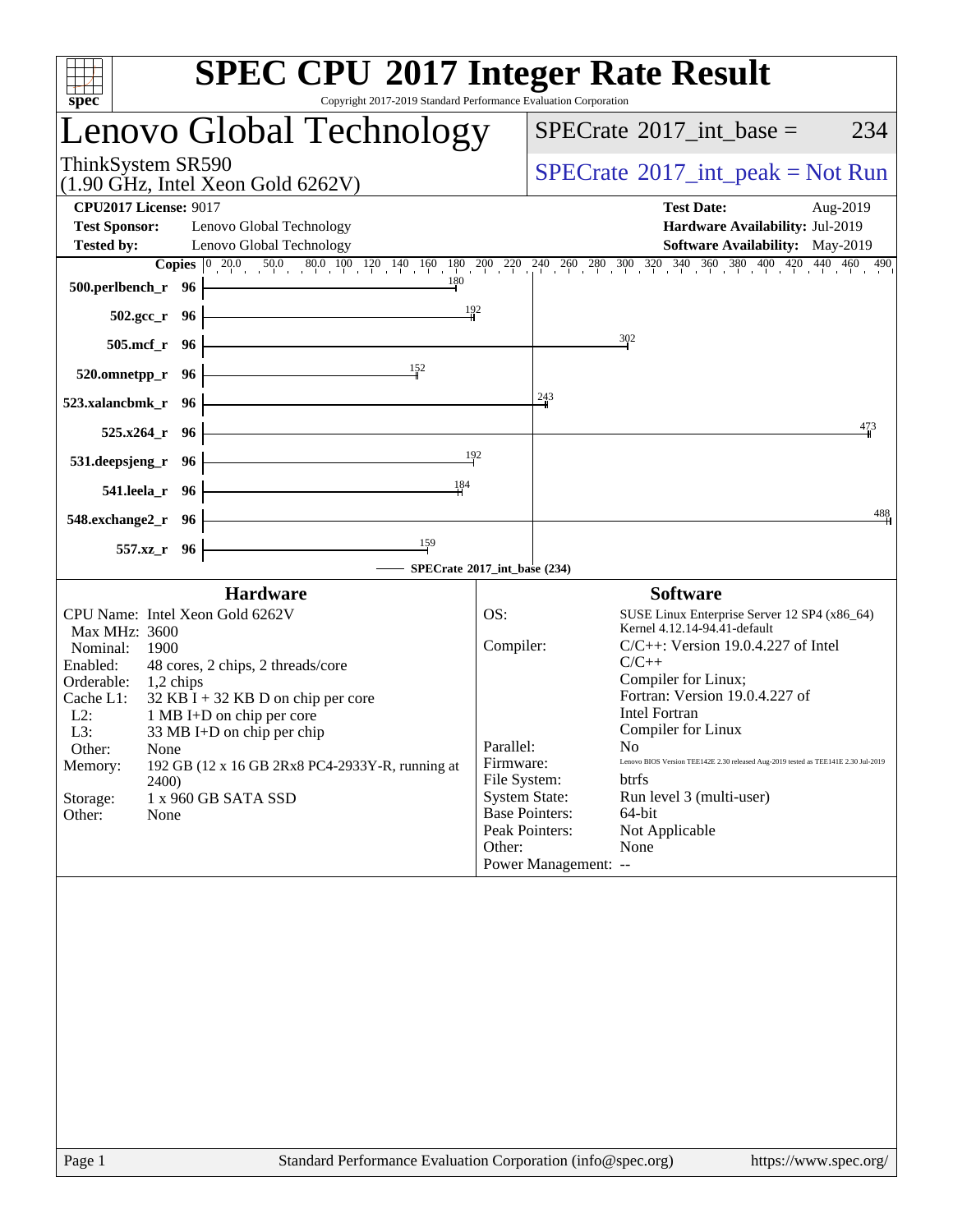# SPEC CPU 2017 Integer Rate Result

Copyright 2017-2019 Standard Performance Evaluation Corporation

## Lenovo Global Technology

ThinkSystem SR590
(1.90 GHz, Intel Xeon Gold 6262V)

SPECrate 2017_int_base = 234

SPECrate 2017_int_peak = Not Run

| | | | |
|---|---|---|---|
| **CPU2017 License:** | 9017 | **Test Date:** | Aug-2019 |
| **Test Sponsor:** | Lenovo Global Technology | **Hardware Availability:** | Jul-2019 |
| **Tested by:** | Lenovo Global Technology | **Software Availability:** | May-2019 |

| Benchmark | Copies | SPECrate 2017_int_base |
|---|---|---|
| 500.perlbench_r | 96 | 180 |
| 502.gcc_r | 96 | 192 |
| 505.mcf_r | 96 | 302 |
| 520.omnetpp_r | 96 | 152 |
| 523.xalancbmk_r | 96 | 243 |
| 525.x264_r | 96 | 473 |
| 531.deepsjeng_r | 96 | 192 |
| 541.leela_r | 96 | 184 |
| 548.exchange2_r | 96 | 488 |
| 557.xz_r | 96 | 159 |

SPECrate 2017_int_base (234)

### Hardware

- **CPU Name:** Intel Xeon Gold 6262V
- **Max MHz:** 3600
- **Nominal:** 1900
- **Enabled:** 48 cores, 2 chips, 2 threads/core
- **Orderable:** 1,2 chips
- **Cache L1:** 32 KB I + 32 KB D on chip per core
- **L2:** 1 MB I+D on chip per core
- **L3:** 33 MB I+D on chip per chip
- **Other:** None
- **Memory:** 192 GB (12 x 16 GB 2Rx8 PC4-2933Y-R, running at 2400)
- **Storage:** 1 x 960 GB SATA SSD
- **Other:** None

### Software

- **OS:** SUSE Linux Enterprise Server 12 SP4 (x86_64) Kernel 4.12.14-94.41-default
- **Compiler:** C/C++: Version 19.0.4.227 of Intel C/C++ Compiler for Linux; Fortran: Version 19.0.4.227 of Intel Fortran Compiler for Linux
- **Parallel:** No
- **Firmware:** Lenovo BIOS Version TEE142E 2.30 released Aug-2019 tested as TEE141E 2.30 Jul-2019
- **File System:** btrfs
- **System State:** Run level 3 (multi-user)
- **Base Pointers:** 64-bit
- **Peak Pointers:** Not Applicable
- **Other:** None
- **Power Management:** --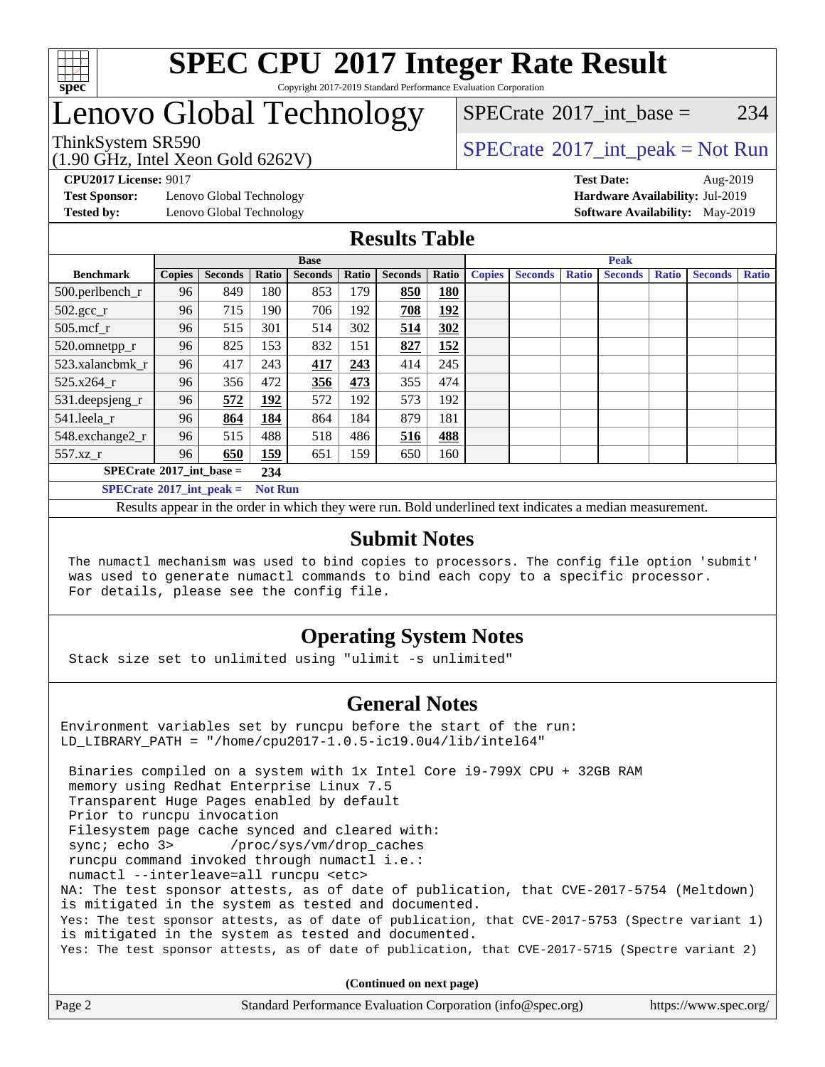# SPEC CPU 2017 Integer Rate Result

Copyright 2017-2019 Standard Performance Evaluation Corporation

# Lenovo Global Technology

ThinkSystem SR590
(1.90 GHz, Intel Xeon Gold 6262V)

SPECrate 2017_int_base = 234

SPECrate 2017_int_peak = Not Run

**CPU2017 License:** 9017
**Test Sponsor:** Lenovo Global Technology
**Tested by:** Lenovo Global Technology

**Test Date:** Aug-2019
**Hardware Availability:** Jul-2019
**Software Availability:** May-2019

## Results Table

| Benchmark | Base | | | | | | | Peak | | | | | | |
|---|---|---|---|---|---|---|---|---|---|---|---|---|---|---|
| | Copies | Seconds | Ratio | Seconds | Ratio | Seconds | Ratio | Copies | Seconds | Ratio | Seconds | Ratio | Seconds | Ratio |
| 500.perlbench_r | 96 | 849 | 180 | 853 | 179 | **850** | **180** | | | | | | | |
| 502.gcc_r | 96 | 715 | 190 | 706 | 192 | **708** | **192** | | | | | | | |
| 505.mcf_r | 96 | 515 | 301 | 514 | 302 | **514** | **302** | | | | | | | |
| 520.omnetpp_r | 96 | 825 | 153 | 832 | 151 | **827** | **152** | | | | | | | |
| 523.xalancbmk_r | 96 | 417 | 243 | **417** | **243** | 414 | 245 | | | | | | | |
| 525.x264_r | 96 | 356 | 472 | **356** | **473** | 355 | 474 | | | | | | | |
| 531.deepsjeng_r | 96 | **572** | **192** | 572 | 192 | 573 | 192 | | | | | | | |
| 541.leela_r | 96 | **864** | **184** | 864 | 184 | 879 | 181 | | | | | | | |
| 548.exchange2_r | 96 | 515 | 488 | 518 | 486 | **516** | **488** | | | | | | | |
| 557.xz_r | 96 | **650** | **159** | 651 | 159 | 650 | 160 | | | | | | | |

**SPECrate 2017_int_base = 234**

**SPECrate 2017_int_peak = Not Run**

Results appear in the order in which they were run. Bold underlined text indicates a median measurement.

## Submit Notes

```
The numactl mechanism was used to bind copies to processors. The config file option 'submit'
was used to generate numactl commands to bind each copy to a specific processor.
For details, please see the config file.
```

## Operating System Notes

```
Stack size set to unlimited using "ulimit -s unlimited"
```

## General Notes

```
Environment variables set by runcpu before the start of the run:
LD_LIBRARY_PATH = "/home/cpu2017-1.0.5-ic19.0u4/lib/intel64"

 Binaries compiled on a system with 1x Intel Core i9-799X CPU + 32GB RAM
 memory using Redhat Enterprise Linux 7.5
 Transparent Huge Pages enabled by default
 Prior to runcpu invocation
 Filesystem page cache synced and cleared with:
 sync; echo 3>       /proc/sys/vm/drop_caches
 runcpu command invoked through numactl i.e.:
 numactl --interleave=all runcpu <etc>
NA: The test sponsor attests, as of date of publication, that CVE-2017-5754 (Meltdown)
is mitigated in the system as tested and documented.
Yes: The test sponsor attests, as of date of publication, that CVE-2017-5753 (Spectre variant 1)
is mitigated in the system as tested and documented.
Yes: The test sponsor attests, as of date of publication, that CVE-2017-5715 (Spectre variant 2)
```

**(Continued on next page)**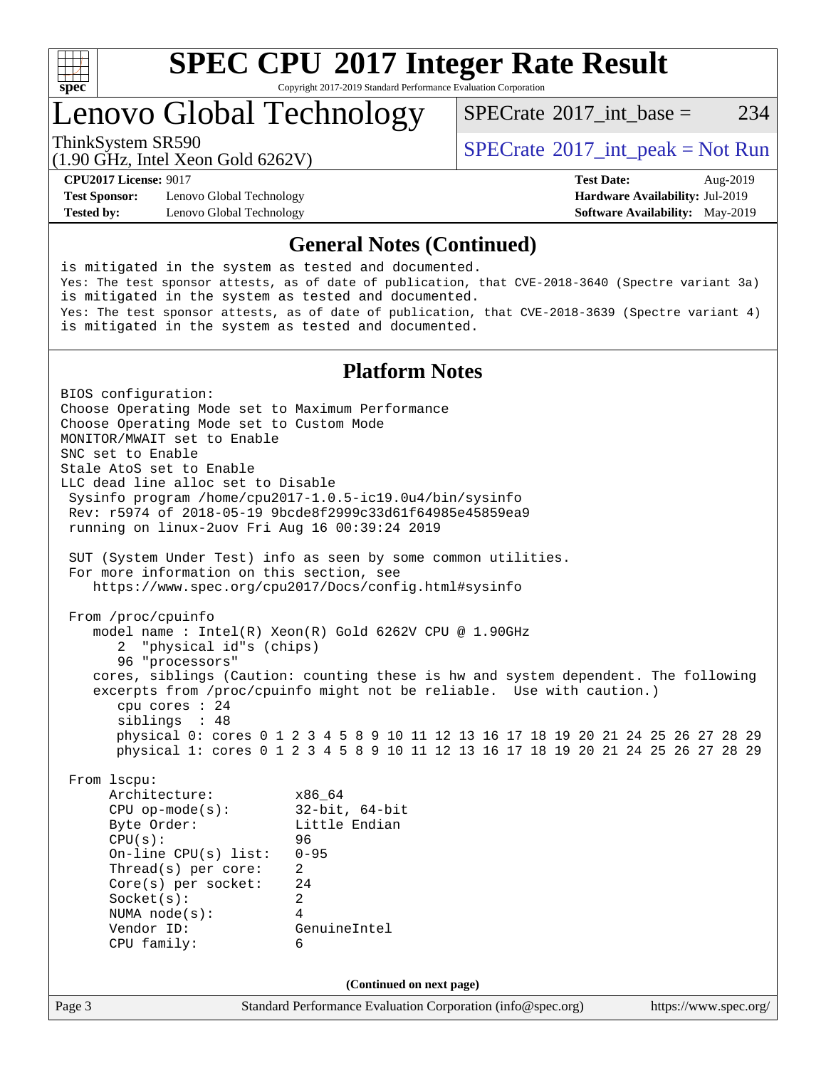# SPEC CPU 2017 Integer Rate Result

Copyright 2017-2019 Standard Performance Evaluation Corporation

# Lenovo Global Technology

ThinkSystem SR590
(1.90 GHz, Intel Xeon Gold 6262V)

SPECrate 2017_int_base = 234

SPECrate 2017_int_peak = Not Run

**CPU2017 License:** 9017
**Test Sponsor:** Lenovo Global Technology
**Tested by:** Lenovo Global Technology

**Test Date:** Aug-2019
**Hardware Availability:** Jul-2019
**Software Availability:** May-2019

## General Notes (Continued)

```
is mitigated in the system as tested and documented.
Yes: The test sponsor attests, as of date of publication, that CVE-2018-3640 (Spectre variant 3a)
is mitigated in the system as tested and documented.
Yes: The test sponsor attests, as of date of publication, that CVE-2018-3639 (Spectre variant 4)
is mitigated in the system as tested and documented.
```

## Platform Notes

```
BIOS configuration:
Choose Operating Mode set to Maximum Performance
Choose Operating Mode set to Custom Mode
MONITOR/MWAIT set to Enable
SNC set to Enable
Stale AtoS set to Enable
LLC dead line alloc set to Disable
 Sysinfo program /home/cpu2017-1.0.5-ic19.0u4/bin/sysinfo
 Rev: r5974 of 2018-05-19 9bcde8f2999c33d61f64985e45859ea9
 running on linux-2uov Fri Aug 16 00:39:24 2019

 SUT (System Under Test) info as seen by some common utilities.
 For more information on this section, see
    https://www.spec.org/cpu2017/Docs/config.html#sysinfo

 From /proc/cpuinfo
    model name : Intel(R) Xeon(R) Gold 6262V CPU @ 1.90GHz
       2  "physical id"s (chips)
       96 "processors"
    cores, siblings (Caution: counting these is hw and system dependent. The following
    excerpts from /proc/cpuinfo might not be reliable.  Use with caution.)
       cpu cores : 24
       siblings  : 48
       physical 0: cores 0 1 2 3 4 5 8 9 10 11 12 13 16 17 18 19 20 21 24 25 26 27 28 29
       physical 1: cores 0 1 2 3 4 5 8 9 10 11 12 13 16 17 18 19 20 21 24 25 26 27 28 29

 From lscpu:
     Architecture:          x86_64
     CPU op-mode(s):        32-bit, 64-bit
     Byte Order:            Little Endian
     CPU(s):                96
     On-line CPU(s) list:   0-95
     Thread(s) per core:    2
     Core(s) per socket:    24
     Socket(s):             2
     NUMA node(s):          4
     Vendor ID:             GenuineIntel
     CPU family:            6
```

(Continued on next page)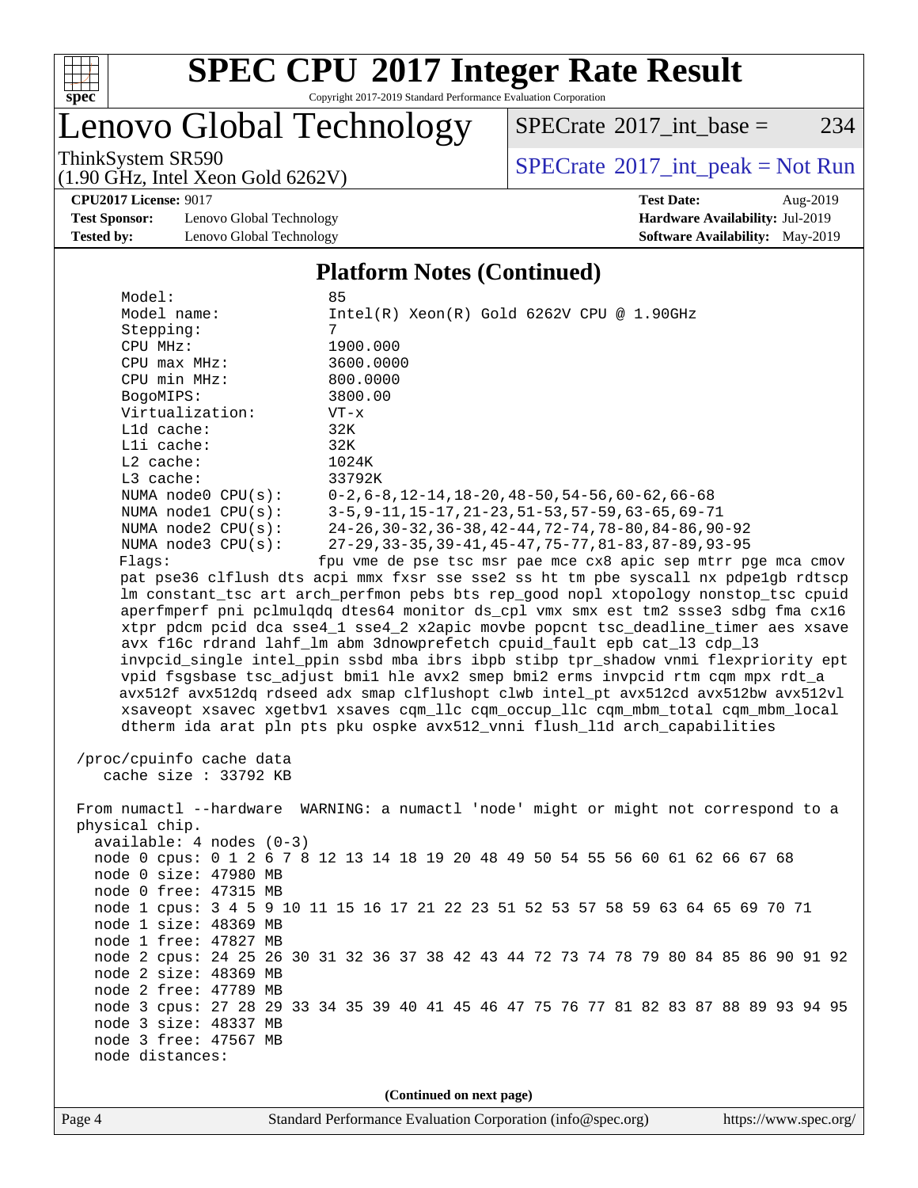# SPEC CPU 2017 Integer Rate Result

Copyright 2017-2019 Standard Performance Evaluation Corporation

## Lenovo Global Technology

ThinkSystem SR590
(1.90 GHz, Intel Xeon Gold 6262V)

SPECrate 2017_int_base = 234

SPECrate 2017_int_peak = Not Run

**CPU2017 License:** 9017
**Test Sponsor:** Lenovo Global Technology
**Tested by:** Lenovo Global Technology

**Test Date:** Aug-2019
**Hardware Availability:** Jul-2019
**Software Availability:** May-2019

### Platform Notes (Continued)

```
    Model:                 85
    Model name:            Intel(R) Xeon(R) Gold 6262V CPU @ 1.90GHz
    Stepping:              7
    CPU MHz:               1900.000
    CPU max MHz:           3600.0000
    CPU min MHz:           800.0000
    BogoMIPS:              3800.00
    Virtualization:        VT-x
    L1d cache:             32K
    L1i cache:             32K
    L2 cache:              1024K
    L3 cache:              33792K
    NUMA node0 CPU(s):     0-2,6-8,12-14,18-20,48-50,54-56,60-62,66-68
    NUMA node1 CPU(s):     3-5,9-11,15-17,21-23,51-53,57-59,63-65,69-71
    NUMA node2 CPU(s):     24-26,30-32,36-38,42-44,72-74,78-80,84-86,90-92
    NUMA node3 CPU(s):     27-29,33-35,39-41,45-47,75-77,81-83,87-89,93-95
    Flags:                 fpu vme de pse tsc msr pae mce cx8 apic sep mtrr pge mca cmov
    pat pse36 clflush dts acpi mmx fxsr sse sse2 ss ht tm pbe syscall nx pdpe1gb rdtscp
    lm constant_tsc art arch_perfmon pebs bts rep_good nopl xtopology nonstop_tsc cpuid
    aperfmperf pni pclmulqdq dtes64 monitor ds_cpl vmx smx est tm2 ssse3 sdbg fma cx16
    xtpr pdcm pcid dca sse4_1 sse4_2 x2apic movbe popcnt tsc_deadline_timer aes xsave
    avx f16c rdrand lahf_lm abm 3dnowprefetch cpuid_fault epb cat_l3 cdp_l3
    invpcid_single intel_ppin ssbd mba ibrs ibpb stibp tpr_shadow vnmi flexpriority ept
    vpid fsgsbase tsc_adjust bmi1 hle avx2 smep bmi2 erms invpcid rtm cqm mpx rdt_a
    avx512f avx512dq rdseed adx smap clflushopt clwb intel_pt avx512cd avx512bw avx512vl
    xsaveopt xsavec xgetbv1 xsaves cqm_llc cqm_occup_llc cqm_mbm_total cqm_mbm_local
    dtherm ida arat pln pts pku ospke avx512_vnni flush_l1d arch_capabilities

 /proc/cpuinfo cache data
    cache size : 33792 KB

 From numactl --hardware  WARNING: a numactl 'node' might or might not correspond to a
 physical chip.
   available: 4 nodes (0-3)
   node 0 cpus: 0 1 2 6 7 8 12 13 14 18 19 20 48 49 50 54 55 56 60 61 62 66 67 68
   node 0 size: 47980 MB
   node 0 free: 47315 MB
   node 1 cpus: 3 4 5 9 10 11 15 16 17 21 22 23 51 52 53 57 58 59 63 64 65 69 70 71
   node 1 size: 48369 MB
   node 1 free: 47827 MB
   node 2 cpus: 24 25 26 30 31 32 36 37 38 42 43 44 72 73 74 78 79 80 84 85 86 90 91 92
   node 2 size: 48369 MB
   node 2 free: 47789 MB
   node 3 cpus: 27 28 29 33 34 35 39 40 41 45 46 47 75 76 77 81 82 83 87 88 89 93 94 95
   node 3 size: 48337 MB
   node 3 free: 47567 MB
   node distances:
```

(Continued on next page)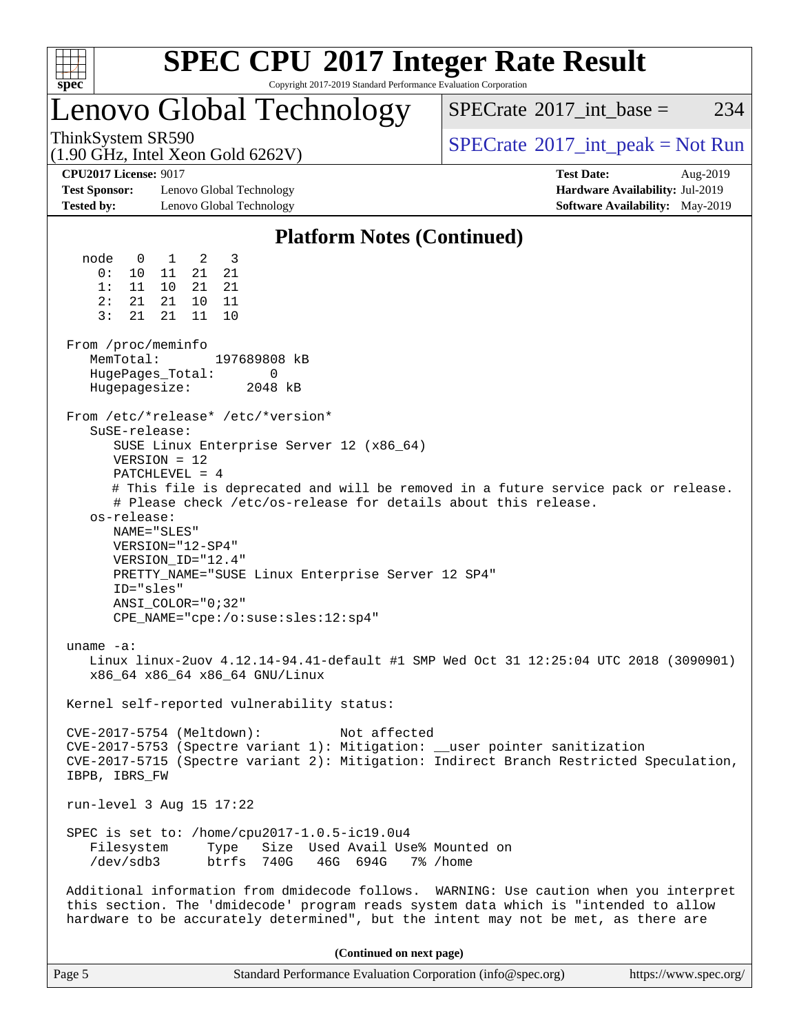# SPEC CPU 2017 Integer Rate Result

Copyright 2017-2019 Standard Performance Evaluation Corporation

## Lenovo Global Technology

ThinkSystem SR590
(1.90 GHz, Intel Xeon Gold 6262V)

SPECrate 2017_int_base = 234

SPECrate 2017_int_peak = Not Run

**CPU2017 License:** 9017
**Test Sponsor:** Lenovo Global Technology
**Tested by:** Lenovo Global Technology

**Test Date:** Aug-2019
**Hardware Availability:** Jul-2019
**Software Availability:** May-2019

### Platform Notes (Continued)

```
  node   0   1   2   3
    0:  10  11  21  21
    1:  11  10  21  21
    2:  21  21  10  11
    3:  21  21  11  10

From /proc/meminfo
   MemTotal:       197689808 kB
   HugePages_Total:        0
   Hugepagesize:        2048 kB

From /etc/*release* /etc/*version*
   SuSE-release:
      SUSE Linux Enterprise Server 12 (x86_64)
      VERSION = 12
      PATCHLEVEL = 4
      # This file is deprecated and will be removed in a future service pack or release.
      # Please check /etc/os-release for details about this release.
   os-release:
      NAME="SLES"
      VERSION="12-SP4"
      VERSION_ID="12.4"
      PRETTY_NAME="SUSE Linux Enterprise Server 12 SP4"
      ID="sles"
      ANSI_COLOR="0;32"
      CPE_NAME="cpe:/o:suse:sles:12:sp4"

uname -a:
   Linux linux-2uov 4.12.14-94.41-default #1 SMP Wed Oct 31 12:25:04 UTC 2018 (3090901)
   x86_64 x86_64 x86_64 GNU/Linux

Kernel self-reported vulnerability status:

CVE-2017-5754 (Meltdown):          Not affected
CVE-2017-5753 (Spectre variant 1): Mitigation: __user pointer sanitization
CVE-2017-5715 (Spectre variant 2): Mitigation: Indirect Branch Restricted Speculation,
IBPB, IBRS_FW

run-level 3 Aug 15 17:22

SPEC is set to: /home/cpu2017-1.0.5-ic19.0u4
   Filesystem     Type   Size  Used Avail Use% Mounted on
   /dev/sdb3      btrfs  740G   46G  694G   7% /home

Additional information from dmidecode follows.  WARNING: Use caution when you interpret
this section. The 'dmidecode' program reads system data which is "intended to allow
hardware to be accurately determined", but the intent may not be met, as there are
```

**(Continued on next page)**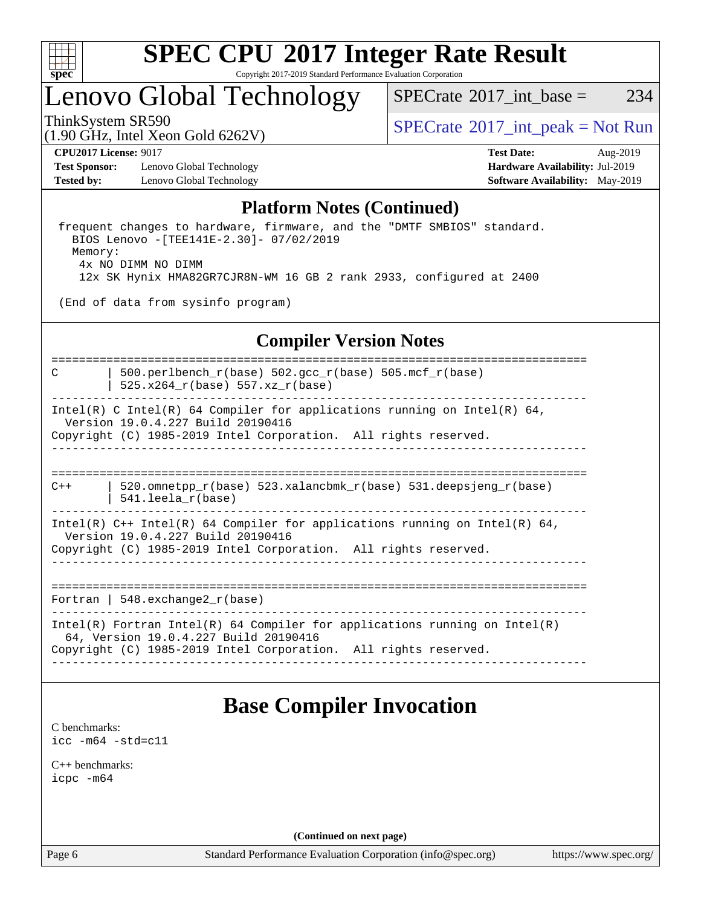## Platform Notes (Continued)

```
 frequent changes to hardware, firmware, and the "DMTF SMBIOS" standard.
   BIOS Lenovo -[TEE141E-2.30]- 07/02/2019
   Memory:
     4x NO DIMM NO DIMM
     12x SK Hynix HMA82GR7CJR8N-WM 16 GB 2 rank 2933, configured at 2400

 (End of data from sysinfo program)
```

## Compiler Version Notes

```
==============================================================================
C       | 500.perlbench_r(base) 502.gcc_r(base) 505.mcf_r(base)
        | 525.x264_r(base) 557.xz_r(base)
------------------------------------------------------------------------------
Intel(R) C Intel(R) 64 Compiler for applications running on Intel(R) 64,
  Version 19.0.4.227 Build 20190416
Copyright (C) 1985-2019 Intel Corporation.  All rights reserved.
------------------------------------------------------------------------------

==============================================================================
C++     | 520.omnetpp_r(base) 523.xalancbmk_r(base) 531.deepsjeng_r(base)
        | 541.leela_r(base)
------------------------------------------------------------------------------
Intel(R) C++ Intel(R) 64 Compiler for applications running on Intel(R) 64,
  Version 19.0.4.227 Build 20190416
Copyright (C) 1985-2019 Intel Corporation.  All rights reserved.
------------------------------------------------------------------------------

==============================================================================
Fortran | 548.exchange2_r(base)
------------------------------------------------------------------------------
Intel(R) Fortran Intel(R) 64 Compiler for applications running on Intel(R)
  64, Version 19.0.4.227 Build 20190416
Copyright (C) 1985-2019 Intel Corporation.  All rights reserved.
------------------------------------------------------------------------------
```

## Base Compiler Invocation

C benchmarks:
```
icc -m64 -std=c11
```

C++ benchmarks:
```
icpc -m64
```

(Continued on next page)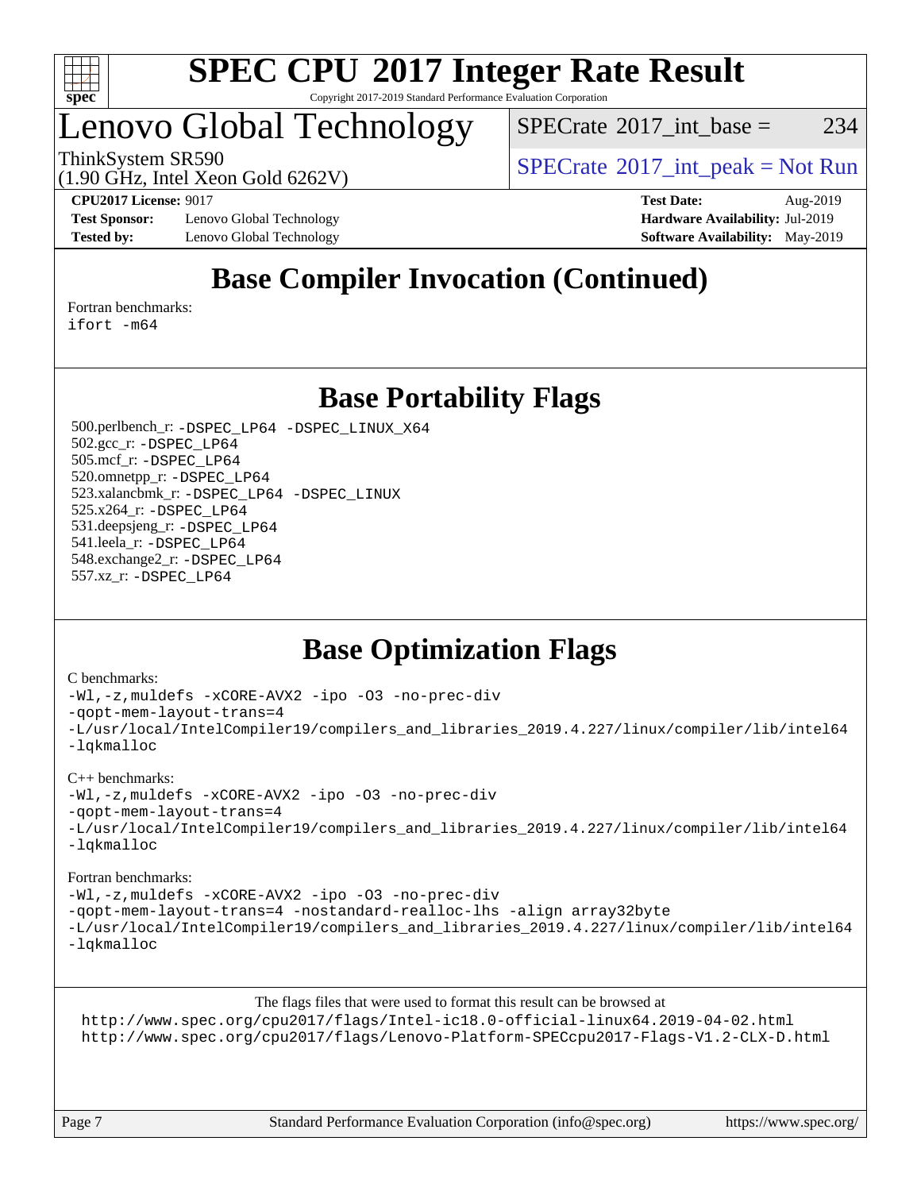# Base Compiler Invocation (Continued)

Fortran benchmarks:
ifort -m64

# Base Portability Flags

500.perlbench_r: -DSPEC_LP64 -DSPEC_LINUX_X64
502.gcc_r: -DSPEC_LP64
505.mcf_r: -DSPEC_LP64
520.omnetpp_r: -DSPEC_LP64
523.xalancbmk_r: -DSPEC_LP64 -DSPEC_LINUX
525.x264_r: -DSPEC_LP64
531.deepsjeng_r: -DSPEC_LP64
541.leela_r: -DSPEC_LP64
548.exchange2_r: -DSPEC_LP64
557.xz_r: -DSPEC_LP64

# Base Optimization Flags

C benchmarks:

```
-Wl,-z,muldefs -xCORE-AVX2 -ipo -O3 -no-prec-div
-qopt-mem-layout-trans=4
-L/usr/local/IntelCompiler19/compilers_and_libraries_2019.4.227/linux/compiler/lib/intel64
-lqkmalloc
```

C++ benchmarks:

```
-Wl,-z,muldefs -xCORE-AVX2 -ipo -O3 -no-prec-div
-qopt-mem-layout-trans=4
-L/usr/local/IntelCompiler19/compilers_and_libraries_2019.4.227/linux/compiler/lib/intel64
-lqkmalloc
```

Fortran benchmarks:

```
-Wl,-z,muldefs -xCORE-AVX2 -ipo -O3 -no-prec-div
-qopt-mem-layout-trans=4 -nostandard-realloc-lhs -align array32byte
-L/usr/local/IntelCompiler19/compilers_and_libraries_2019.4.227/linux/compiler/lib/intel64
-lqkmalloc
```

The flags files that were used to format this result can be browsed at
http://www.spec.org/cpu2017/flags/Intel-ic18.0-official-linux64.2019-04-02.html
http://www.spec.org/cpu2017/flags/Lenovo-Platform-SPECcpu2017-Flags-V1.2-CLX-D.html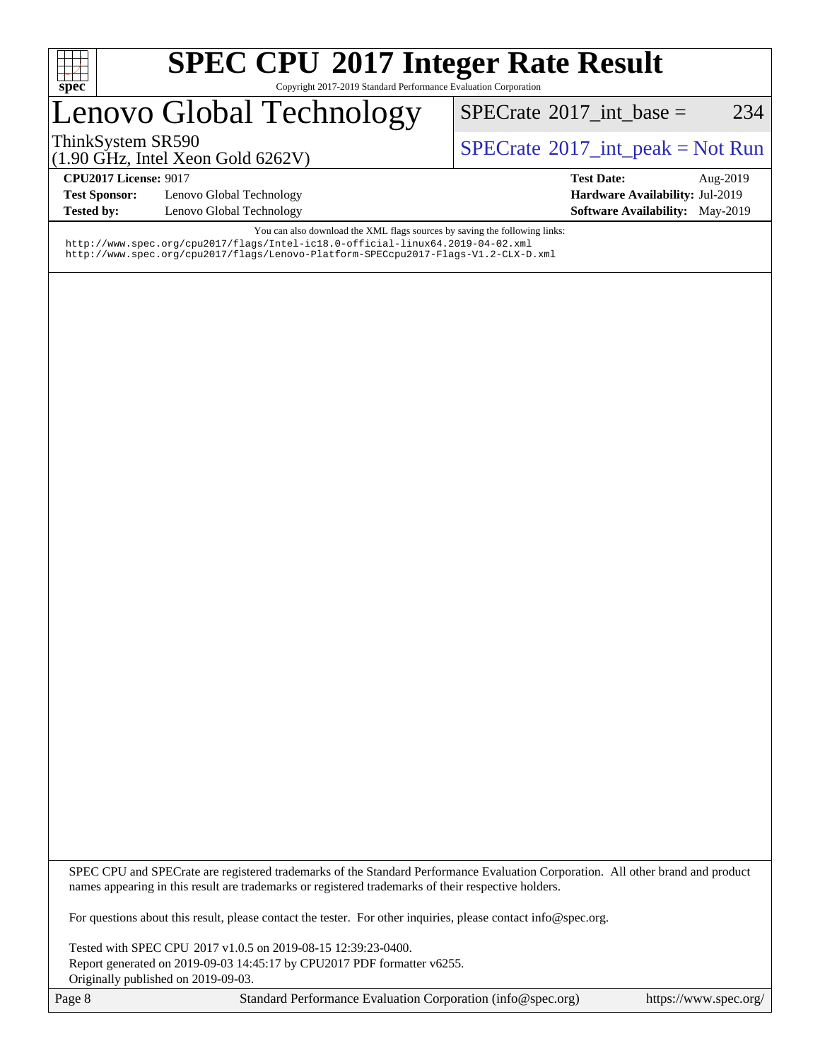# SPEC CPU 2017 Integer Rate Result

Copyright 2017-2019 Standard Performance Evaluation Corporation

## Lenovo Global Technology

ThinkSystem SR590
(1.90 GHz, Intel Xeon Gold 6262V)

SPECrate 2017_int_base = 234

SPECrate 2017_int_peak = Not Run

**CPU2017 License:** 9017
**Test Sponsor:** Lenovo Global Technology
**Tested by:** Lenovo Global Technology

**Test Date:** Aug-2019
**Hardware Availability:** Jul-2019
**Software Availability:** May-2019

You can also download the XML flags sources by saving the following links:

```
http://www.spec.org/cpu2017/flags/Intel-ic18.0-official-linux64.2019-04-02.xml
http://www.spec.org/cpu2017/flags/Lenovo-Platform-SPECcpu2017-Flags-V1.2-CLX-D.xml
```

SPEC CPU and SPECrate are registered trademarks of the Standard Performance Evaluation Corporation. All other brand and product names appearing in this result are trademarks or registered trademarks of their respective holders.

For questions about this result, please contact the tester. For other inquiries, please contact info@spec.org.

Tested with SPEC CPU 2017 v1.0.5 on 2019-08-15 12:39:23-0400.
Report generated on 2019-09-03 14:45:17 by CPU2017 PDF formatter v6255.
Originally published on 2019-09-03.